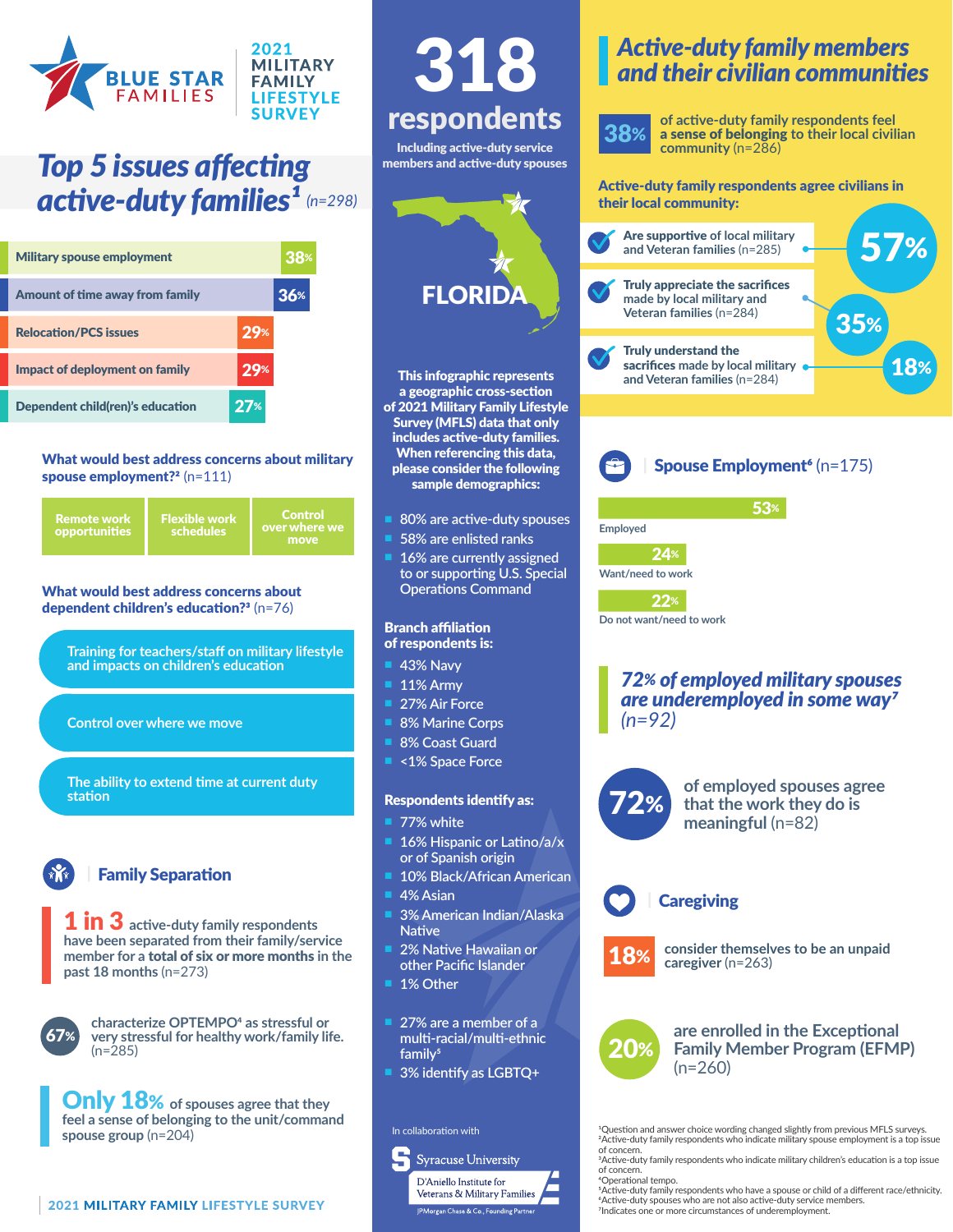# BLUE STAR FAMILIES

## 2021 MILITARY FAMILY LIFESTYLE SURVEY

## *Top 5 issues affecting active-duty families*[1] *(n=298)*

| Issue | % |
|---|---|
| Military spouse employment | 38% |
| Amount of time away from family | 36% |
| Relocation/PCS issues | 29% |
| Impact of deployment on family | 29% |
| Dependent child(ren)'s education | 27% |

**What would best address concerns about military spouse employment?**[2] (n=111)

- Remote work opportunities
- Flexible work schedules
- Control over where we move

**What would best address concerns about dependent children's education?**[3] (n=76)

- Training for teachers/staff on military lifestyle and impacts on children's education
- Control over where we move
- The ability to extend time at current duty station

### Family Separation

**1 in 3** active-duty family respondents have been separated from their family/service member for a **total of six or more months** in the past 18 months (n=273)

**67%** characterize OPTEMPO[4] as stressful or very stressful for healthy work/family life. (n=285)

**Only 18%** of spouses agree that they feel a sense of belonging to the unit/command spouse group (n=204)

# 318 respondents

**Including active-duty service members and active-duty spouses**

## FLORIDA

**This infographic represents a geographic cross-section of 2021 Military Family Lifestyle Survey (MFLS) data that only includes active-duty families. When referencing this data, please consider the following sample demographics:**

- 80% are active-duty spouses
- 58% are enlisted ranks
- 16% are currently assigned to or supporting U.S. Special Operations Command

**Branch affiliation of respondents is:**

- 43% Navy
- 11% Army
- 27% Air Force
- 8% Marine Corps
- 8% Coast Guard
- <1% Space Force

**Respondents identify as:**

- 77% white
- 16% Hispanic or Latino/a/x or of Spanish origin
- 10% Black/African American
- 4% Asian
- 3% American Indian/Alaska Native
- 2% Native Hawaiian or other Pacific Islander
- 1% Other

- 27% are a member of a multi-racial/multi-ethnic family[5]
- 3% identify as LGBTQ+

In collaboration with Syracuse University D'Aniello Institute for Veterans & Military Families, JPMorgan Chase & Co., Founding Partner

## *Active-duty family members and their civilian communities*

**38%** of active-duty family respondents feel **a sense of belonging** to their local civilian community (n=286)

**Active-duty family respondents agree civilians in their local community:**

- **Are supportive** of local military and Veteran families (n=285) — **57%**
- **Truly appreciate the sacrifices** made by local military and Veteran families (n=284) — **35%**
- **Truly understand the sacrifices** made by local military and Veteran families (n=284) — **18%**

### Spouse Employment[6] (n=175)

| Status | % |
|---|---|
| Employed | 53% |
| Want/need to work | 24% |
| Do not want/need to work | 22% |

***72% of employed military spouses are underemployed in some way***[7] *(n=92)*

**72%** of employed spouses agree that the work they do is meaningful (n=82)

### Caregiving

**18%** consider themselves to be an unpaid caregiver (n=263)

**20%** are enrolled in the Exceptional Family Member Program (EFMP) (n=260)

[1]Question and answer choice wording changed slightly from previous MFLS surveys.
[2]Active-duty family respondents who indicate military spouse employment is a top issue of concern.
[3]Active-duty family respondents who indicate military children's education is a top issue of concern.
[4]Operational tempo.
[5]Active-duty family respondents who have a spouse or child of a different race/ethnicity.
[6]Active-duty spouses who are not also active-duty service members.
[7]Indicates one or more circumstances of underemployment.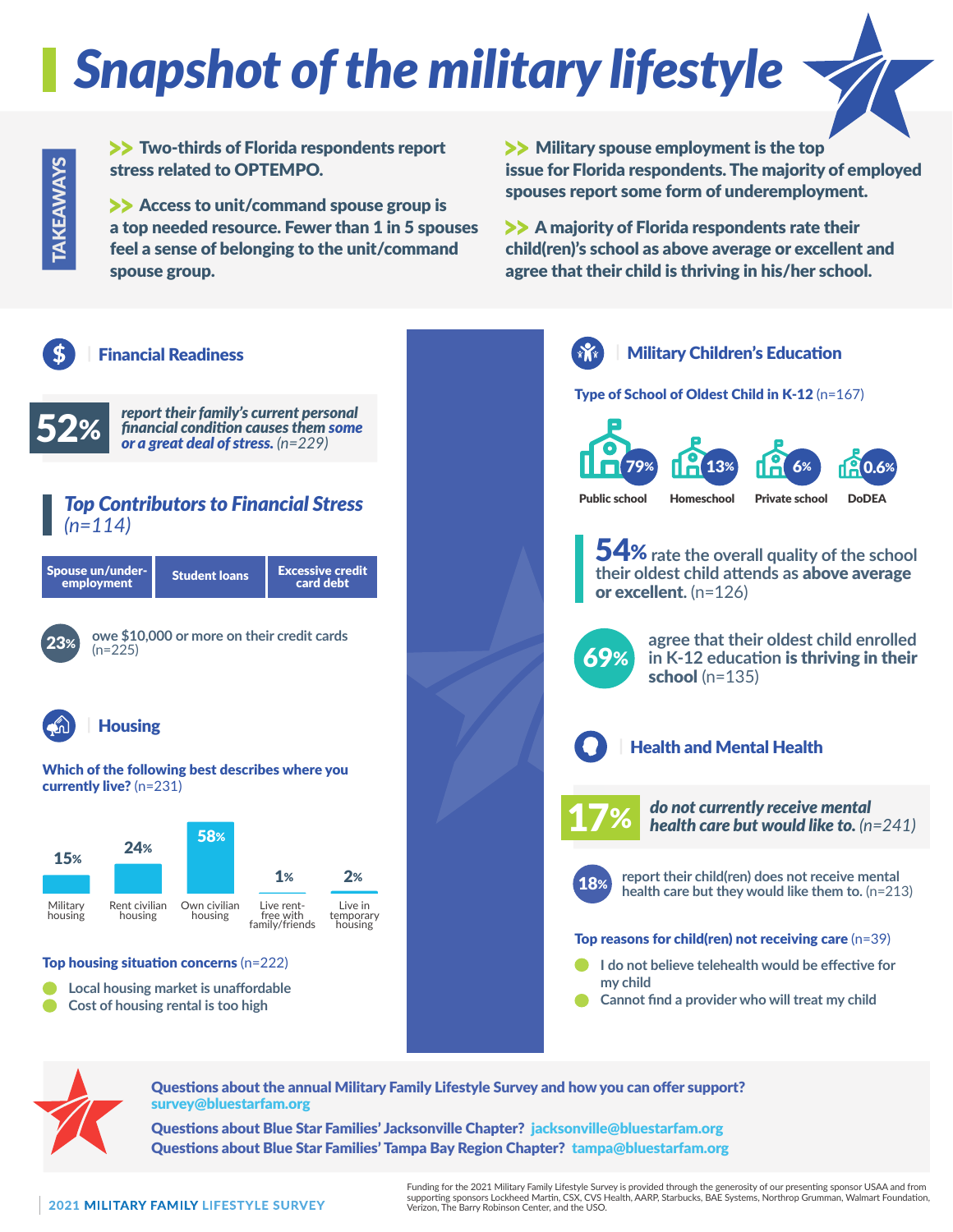# Snapshot of the military lifestyle

**TAKEAWAYS**

- **>> Two-thirds of Florida respondents report stress related to OPTEMPO.**
- **>> Access to unit/command spouse group is a top needed resource. Fewer than 1 in 5 spouses feel a sense of belonging to the unit/command spouse group.**
- **>> Military spouse employment is the top issue for Florida respondents. The majority of employed spouses report some form of underemployment.**
- **>> A majority of Florida respondents rate their child(ren)'s school as above average or excellent and agree that their child is thriving in his/her school.**

## Financial Readiness

**52%** *report their family's current personal financial condition causes them **some or a great deal of stress.*** *(n=229)*

### *Top Contributors to Financial Stress (n=114)*

| | | |
|---|---|---|
| Spouse un/under-employment | Student loans | Excessive credit card debt |

**23%** owe $10,000 or more on their credit cards (n=225)

## Housing

**Which of the following best describes where you currently live?** (n=231)

15% Military housing
24% Rent civilian housing
58% Own civilian housing
1% Live rent-free with family/friends
2% Live in temporary housing

**Top housing situation concerns** (n=222)

- Local housing market is unaffordable
- Cost of housing rental is too high

## Military Children's Education

**Type of School of Oldest Child in K-12** (n=167)

79% Public school
13% Homeschool
6% Private school
0.6% DoDEA

**54%** rate the overall quality of the school their oldest child attends as **above average or excellent.** (n=126)

**69%** agree that their oldest child enrolled in K-12 education **is thriving in their school** (n=135)

## Health and Mental Health

**17%** ***do not currently receive mental health care but would like to.*** *(n=241)*

**18%** report their child(ren) does not receive mental health care but they would like them to. (n=213)

**Top reasons for child(ren) not receiving care** (n=39)

- I do not believe telehealth would be effective for my child
- Cannot find a provider who will treat my child

**Questions about the annual Military Family Lifestyle Survey and how you can offer support?** survey@bluestarfam.org

**Questions about Blue Star Families' Jacksonville Chapter?** jacksonville@bluestarfam.org

**Questions about Blue Star Families' Tampa Bay Region Chapter?** tampa@bluestarfam.org

2021 MILITARY FAMILY LIFESTYLE SURVEY

Funding for the 2021 Military Family Lifestyle Survey is provided through the generosity of our presenting sponsor USAA and from supporting sponsors Lockheed Martin, CSX, CVS Health, AARP, Starbucks, BAE Systems, Northrop Grumman, Walmart Foundation, Verizon, The Barry Robinson Center, and the USO.